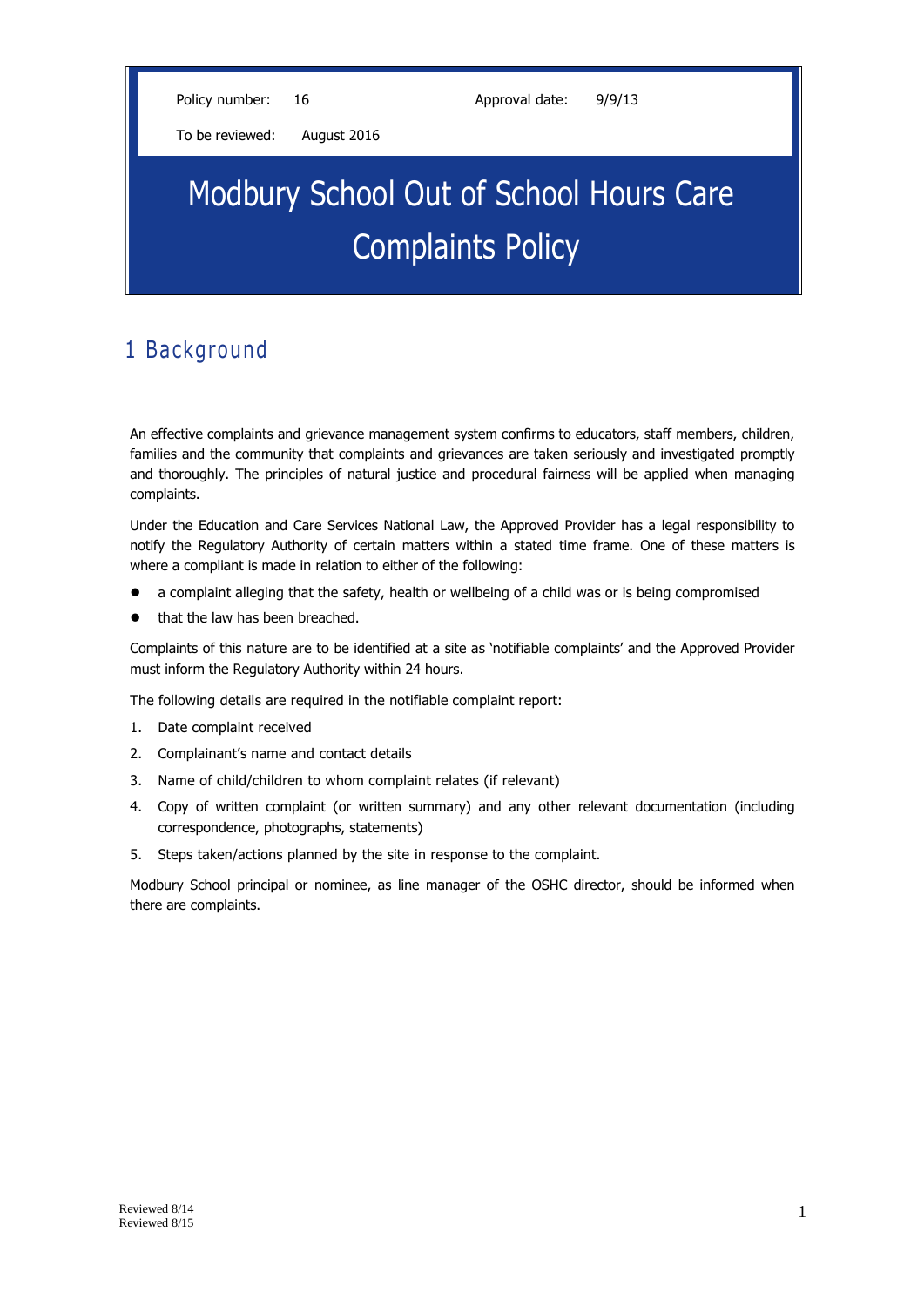Policy number: 16 Approval date: 9/9/13

To be reviewed: August 2016

# Modbury School Out of School Hours Care Complaints Policy

## 1 Background

An effective complaints and grievance management system confirms to educators, staff members, children, families and the community that complaints and grievances are taken seriously and investigated promptly and thoroughly. The principles of natural justice and procedural fairness will be applied when managing complaints.

Under the Education and Care Services National Law, the Approved Provider has a legal responsibility to notify the Regulatory Authority of certain matters within a stated time frame. One of these matters is where a compliant is made in relation to either of the following:

- a complaint alleging that the safety, health or wellbeing of a child was or is being compromised
- that the law has been breached.

Complaints of this nature are to be identified at a site as 'notifiable complaints' and the Approved Provider must inform the Regulatory Authority within 24 hours.

The following details are required in the notifiable complaint report:

1. Date complaint received
2. Complainant's name and contact details
3. Name of child/children to whom complaint relates (if relevant)
4. Copy of written complaint (or written summary) and any other relevant documentation (including correspondence, photographs, statements)
5. Steps taken/actions planned by the site in response to the complaint.

Modbury School principal or nominee, as line manager of the OSHC director, should be informed when there are complaints.

Reviewed 8/14
Reviewed 8/15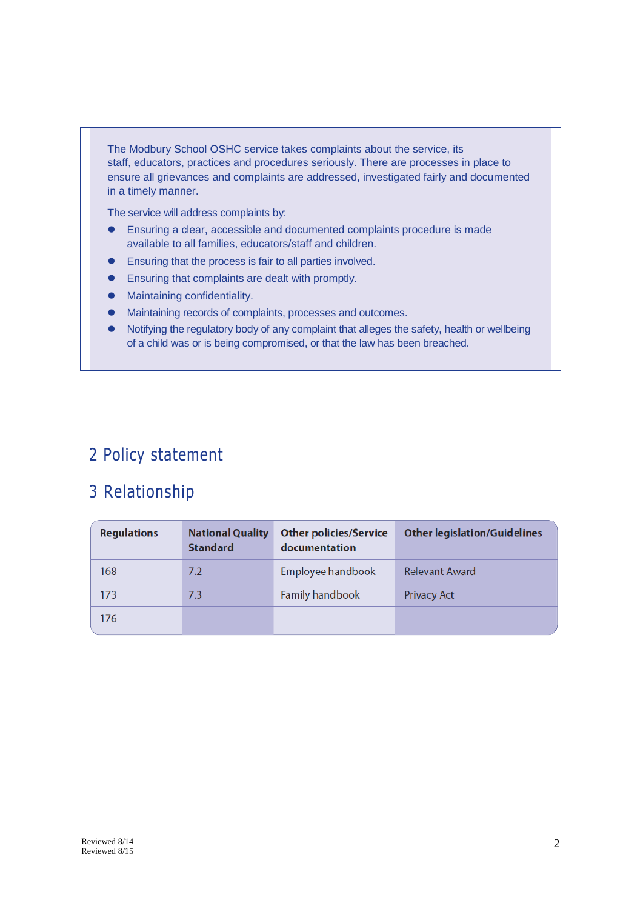The Modbury School OSHC service takes complaints about the service, its staff, educators, practices and procedures seriously. There are processes in place to ensure all grievances and complaints are addressed, investigated fairly and documented in a timely manner.

The service will address complaints by:

- Ensuring a clear, accessible and documented complaints procedure is made available to all families, educators/staff and children.
- Ensuring that the process is fair to all parties involved.
- Ensuring that complaints are dealt with promptly.
- Maintaining confidentiality.
- Maintaining records of complaints, processes and outcomes.
- Notifying the regulatory body of any complaint that alleges the safety, health or wellbeing of a child was or is being compromised, or that the law has been breached.

## 2 Policy statement

## 3 Relationship

| Regulations | National Quality Standard | Other policies/Service documentation | Other legislation/Guidelines |
|---|---|---|---|
| 168 | 7.2 | Employee handbook | Relevant Award |
| 173 | 7.3 | Family handbook | Privacy Act |
| 176 | | | |

Reviewed 8/14
Reviewed 8/15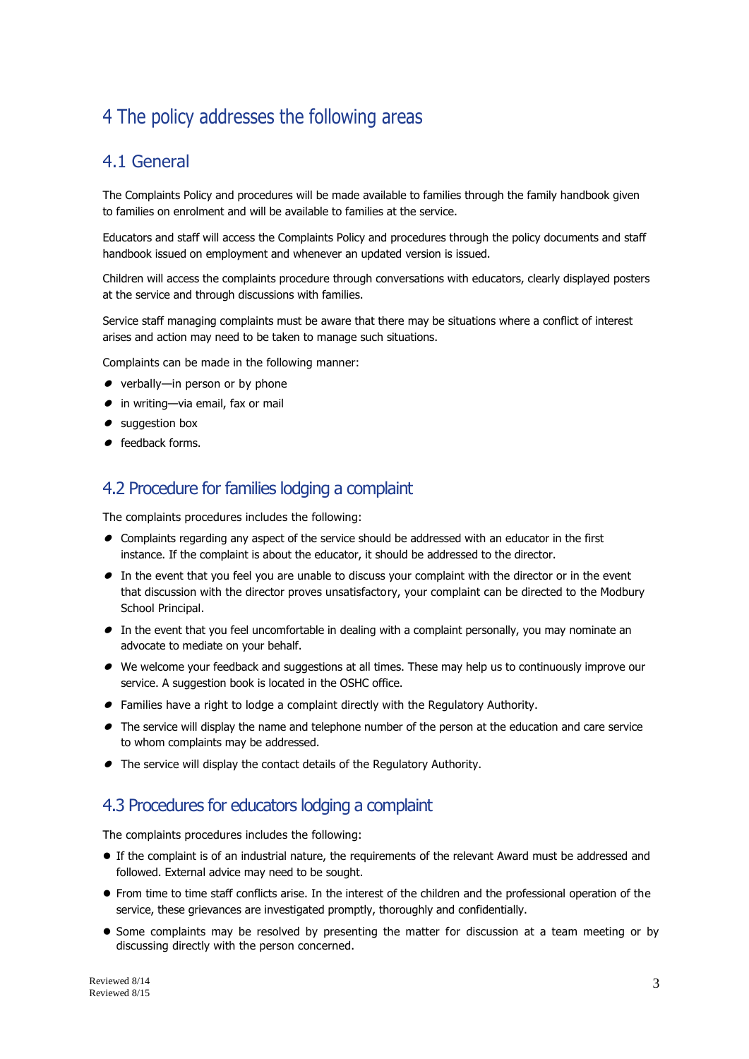# 4 The policy addresses the following areas

## 4.1 General

The Complaints Policy and procedures will be made available to families through the family handbook given to families on enrolment and will be available to families at the service.

Educators and staff will access the Complaints Policy and procedures through the policy documents and staff handbook issued on employment and whenever an updated version is issued.

Children will access the complaints procedure through conversations with educators, clearly displayed posters at the service and through discussions with families.

Service staff managing complaints must be aware that there may be situations where a conflict of interest arises and action may need to be taken to manage such situations.

Complaints can be made in the following manner:

- verbally—in person or by phone
- in writing—via email, fax or mail
- suggestion box
- feedback forms.

## 4.2 Procedure for families lodging a complaint

The complaints procedures includes the following:

- Complaints regarding any aspect of the service should be addressed with an educator in the first instance. If the complaint is about the educator, it should be addressed to the director.
- In the event that you feel you are unable to discuss your complaint with the director or in the event that discussion with the director proves unsatisfactory, your complaint can be directed to the Modbury School Principal.
- In the event that you feel uncomfortable in dealing with a complaint personally, you may nominate an advocate to mediate on your behalf.
- We welcome your feedback and suggestions at all times. These may help us to continuously improve our service. A suggestion book is located in the OSHC office.
- Families have a right to lodge a complaint directly with the Regulatory Authority.
- The service will display the name and telephone number of the person at the education and care service to whom complaints may be addressed.
- The service will display the contact details of the Regulatory Authority.

## 4.3 Procedures for educators lodging a complaint

The complaints procedures includes the following:

- If the complaint is of an industrial nature, the requirements of the relevant Award must be addressed and followed. External advice may need to be sought.
- From time to time staff conflicts arise. In the interest of the children and the professional operation of the service, these grievances are investigated promptly, thoroughly and confidentially.
- Some complaints may be resolved by presenting the matter for discussion at a team meeting or by discussing directly with the person concerned.

Reviewed 8/14
Reviewed 8/15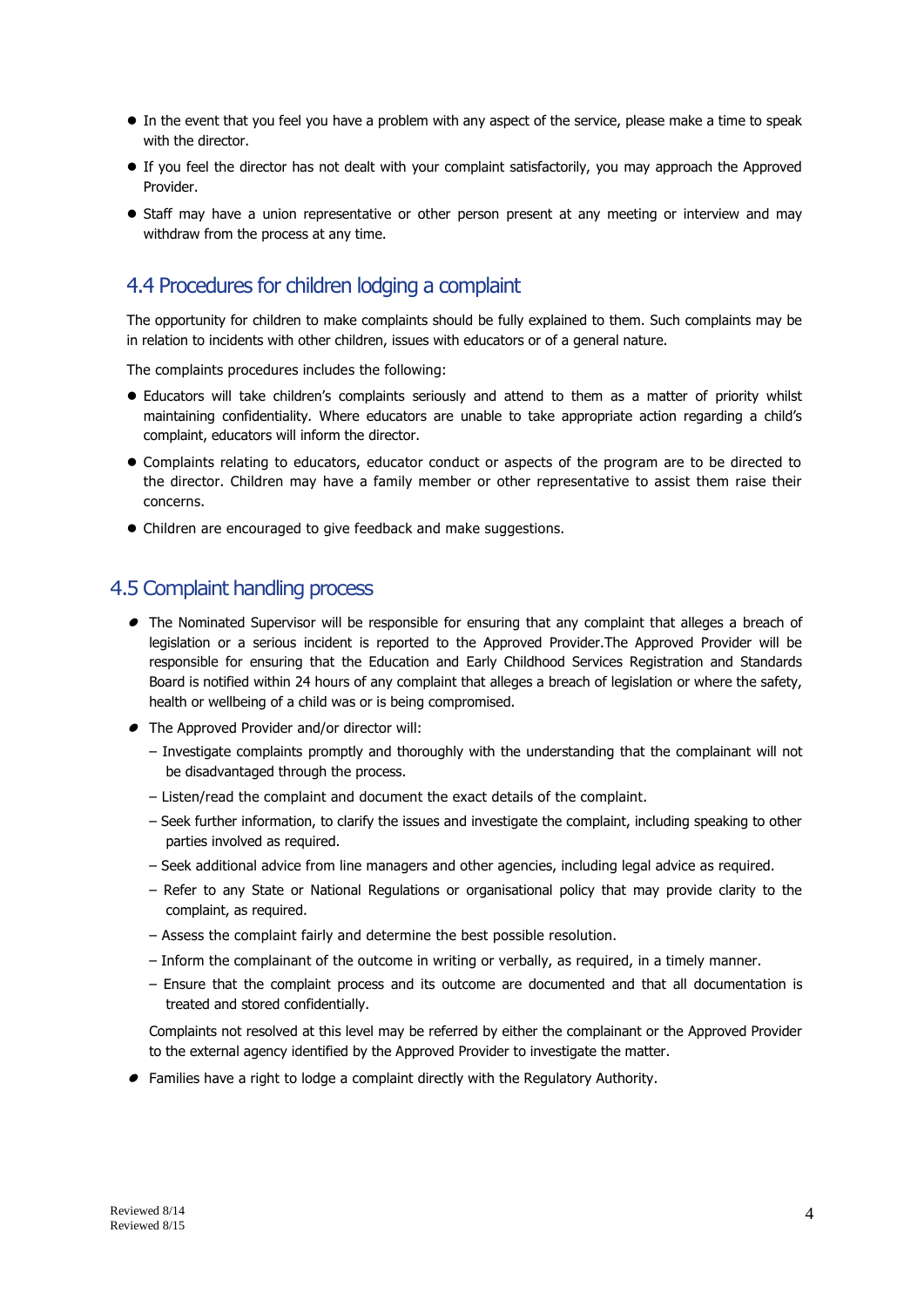- In the event that you feel you have a problem with any aspect of the service, please make a time to speak with the director.
- If you feel the director has not dealt with your complaint satisfactorily, you may approach the Approved Provider.
- Staff may have a union representative or other person present at any meeting or interview and may withdraw from the process at any time.

## 4.4 Procedures for children lodging a complaint

The opportunity for children to make complaints should be fully explained to them. Such complaints may be in relation to incidents with other children, issues with educators or of a general nature.

The complaints procedures includes the following:

- Educators will take children's complaints seriously and attend to them as a matter of priority whilst maintaining confidentiality. Where educators are unable to take appropriate action regarding a child's complaint, educators will inform the director.
- Complaints relating to educators, educator conduct or aspects of the program are to be directed to the director. Children may have a family member or other representative to assist them raise their concerns.
- Children are encouraged to give feedback and make suggestions.

## 4.5 Complaint handling process

- The Nominated Supervisor will be responsible for ensuring that any complaint that alleges a breach of legislation or a serious incident is reported to the Approved Provider.The Approved Provider will be responsible for ensuring that the Education and Early Childhood Services Registration and Standards Board is notified within 24 hours of any complaint that alleges a breach of legislation or where the safety, health or wellbeing of a child was or is being compromised.
- The Approved Provider and/or director will:
  - Investigate complaints promptly and thoroughly with the understanding that the complainant will not be disadvantaged through the process.
  - Listen/read the complaint and document the exact details of the complaint.
  - Seek further information, to clarify the issues and investigate the complaint, including speaking to other parties involved as required.
  - Seek additional advice from line managers and other agencies, including legal advice as required.
  - Refer to any State or National Regulations or organisational policy that may provide clarity to the complaint, as required.
  - Assess the complaint fairly and determine the best possible resolution.
  - Inform the complainant of the outcome in writing or verbally, as required, in a timely manner.
  - Ensure that the complaint process and its outcome are documented and that all documentation is treated and stored confidentially.

  Complaints not resolved at this level may be referred by either the complainant or the Approved Provider to the external agency identified by the Approved Provider to investigate the matter.
- Families have a right to lodge a complaint directly with the Regulatory Authority.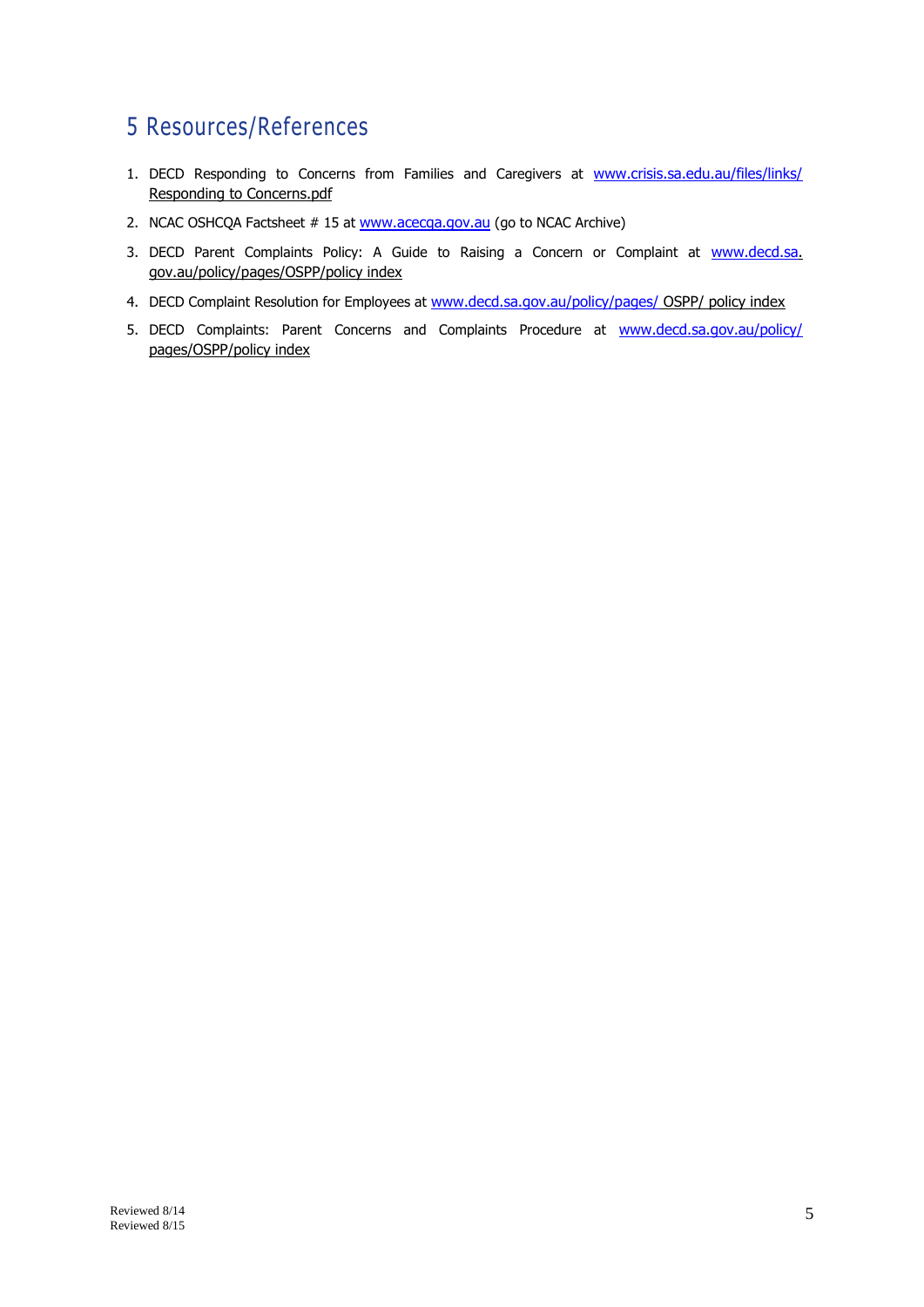# 5 Resources/References

1. DECD Responding to Concerns from Families and Caregivers at www.crisis.sa.edu.au/files/links/ Responding to Concerns.pdf
2. NCAC OSHCQA Factsheet # 15 at www.acecqa.gov.au (go to NCAC Archive)
3. DECD Parent Complaints Policy: A Guide to Raising a Concern or Complaint at www.decd.sa.gov.au/policy/pages/OSPP/policy index
4. DECD Complaint Resolution for Employees at www.decd.sa.gov.au/policy/pages/ OSPP/ policy index
5. DECD Complaints: Parent Concerns and Complaints Procedure at www.decd.sa.gov.au/policy/ pages/OSPP/policy index

Reviewed 8/14
Reviewed 8/15